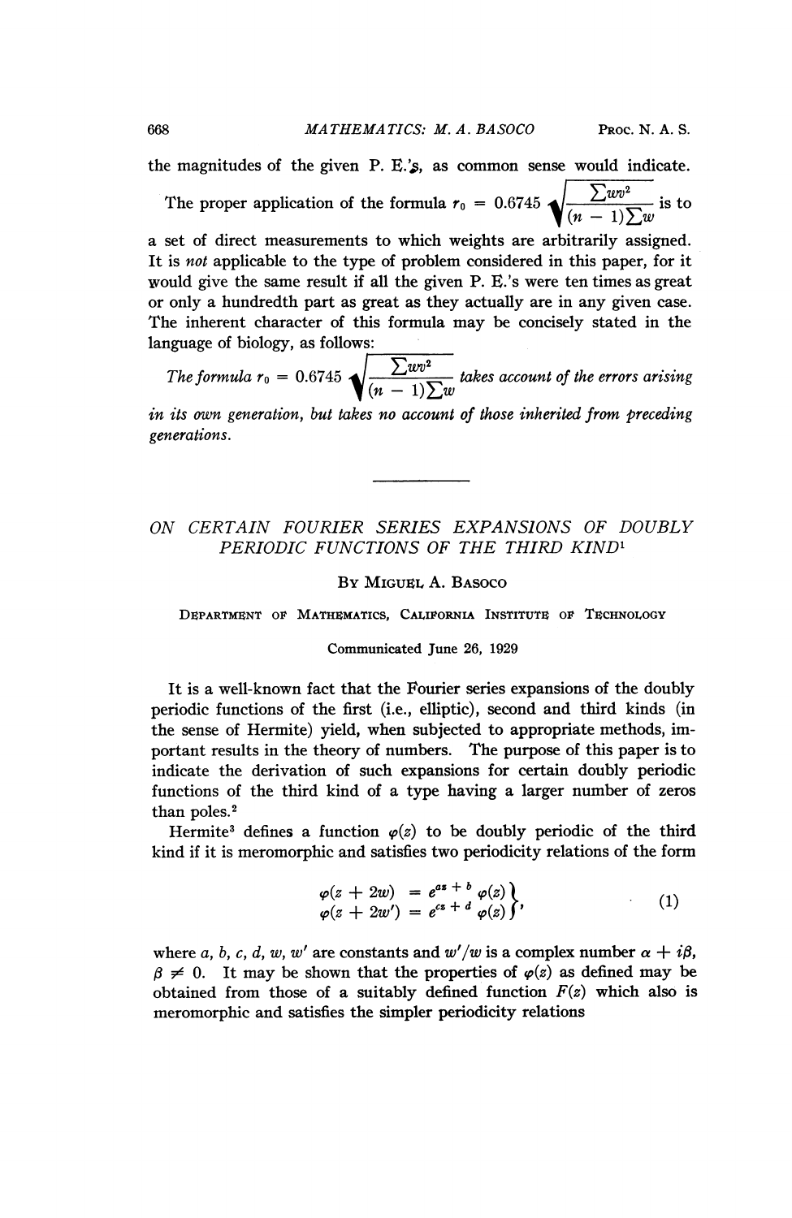the magnitudes of the given P. E.'s, as common sense would indicate.

The proper application of the formula $r_0 = 0.6745 \sqrt{\frac{\sum wv^2}{(n-1)\sum w}}$ is to a set of direct measurements to which weights are arbitrarily assigned. It is *not* applicable to the type of problem considered in this paper, for it would give the same result if all the given P. E.'s were ten times as great or only a hundredth part as great as they actually are in any given case. The inherent character of this formula may be concisely stated in the language of biology, as follows:

*The formula* $r_0 = 0.6745 \sqrt{\frac{\sum wv^2}{(n-1)\sum w}}$ *takes account of the errors arising in its own generation, but takes no account of those inherited from preceding generations.*

---

## ON CERTAIN FOURIER SERIES EXPANSIONS OF DOUBLY PERIODIC FUNCTIONS OF THE THIRD KIND[1]

By Miguel A. Basoco

Department of Mathematics, California Institute of Technology

Communicated June 26, 1929

It is a well-known fact that the Fourier series expansions of the doubly periodic functions of the first (i.e., elliptic), second and third kinds (in the sense of Hermite) yield, when subjected to appropriate methods, important results in the theory of numbers. The purpose of this paper is to indicate the derivation of such expansions for certain doubly periodic functions of the third kind of a type having a larger number of zeros than poles.[2]

Hermite[3] defines a function $\varphi(z)$ to be doubly periodic of the third kind if it is meromorphic and satisfies two periodicity relations of the form

$$\left.\begin{aligned} \varphi(z + 2w) &= e^{az + b}\,\varphi(z) \\ \varphi(z + 2w') &= e^{cz + d}\,\varphi(z) \end{aligned}\right\}, \tag{1}$$

where $a, b, c, d, w, w'$ are constants and $w'/w$ is a complex number $\alpha + i\beta$, $\beta \neq 0$. It may be shown that the properties of $\varphi(z)$ as defined may be obtained from those of a suitably defined function $F(z)$ which also is meromorphic and satisfies the simpler periodicity relations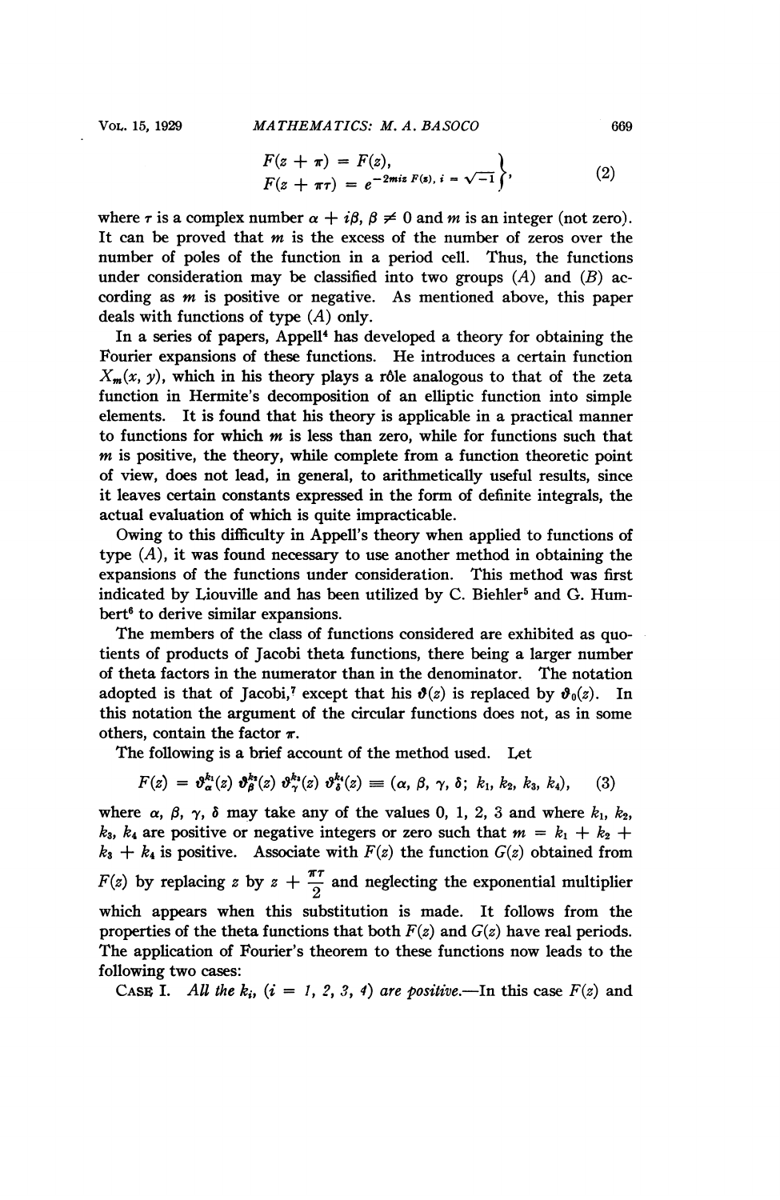$$F(z+\pi) = F(z), \\ F(z+\pi\tau) = e^{-2miz}\, F(z),\ i = \sqrt{-1} \quad (2)$$

where $\tau$ is a complex number $\alpha + i\beta$, $\beta \neq 0$ and $m$ is an integer (not zero). It can be proved that $m$ is the excess of the number of zeros over the number of poles of the function in a period cell. Thus, the functions under consideration may be classified into two groups ($A$) and ($B$) according as $m$ is positive or negative. As mentioned above, this paper deals with functions of type ($A$) only.

In a series of papers, Appell[4] has developed a theory for obtaining the Fourier expansions of these functions. He introduces a certain function $X_m(x, y)$, which in his theory plays a rôle analogous to that of the zeta function in Hermite's decomposition of an elliptic function into simple elements. It is found that his theory is applicable in a practical manner to functions for which $m$ is less than zero, while for functions such that $m$ is positive, the theory, while complete from a function theoretic point of view, does not lead, in general, to arithmetically useful results, since it leaves certain constants expressed in the form of definite integrals, the actual evaluation of which is quite impracticable.

Owing to this difficulty in Appell's theory when applied to functions of type ($A$), it was found necessary to use another method in obtaining the expansions of the functions under consideration. This method was first indicated by Liouville and has been utilized by C. Biehler[5] and G. Humbert[6] to derive similar expansions.

The members of the class of functions considered are exhibited as quotients of products of Jacobi theta functions, there being a larger number of theta factors in the numerator than in the denominator. The notation adopted is that of Jacobi,[7] except that his $\vartheta(z)$ is replaced by $\vartheta_0(z)$. In this notation the argument of the circular functions does not, as in some others, contain the factor $\pi$.

The following is a brief account of the method used. Let

$$F(z) = \vartheta_\alpha^{k_1}(z)\, \vartheta_\beta^{k_2}(z)\, \vartheta_\gamma^{k_3}(z)\, \vartheta_\delta^{k_4}(z) \equiv (\alpha, \beta, \gamma, \delta;\ k_1, k_2, k_3, k_4), \quad (3)$$

where $\alpha$, $\beta$, $\gamma$, $\delta$ may take any of the values 0, 1, 2, 3 and where $k_1$, $k_2$, $k_3$, $k_4$ are positive or negative integers or zero such that $m = k_1 + k_2 + k_3 + k_4$ is positive. Associate with $F(z)$ the function $G(z)$ obtained from $F(z)$ by replacing $z$ by $z + \frac{\pi\tau}{2}$ and neglecting the exponential multiplier which appears when this substitution is made. It follows from the properties of the theta functions that both $F(z)$ and $G(z)$ have real periods. The application of Fourier's theorem to these functions now leads to the following two cases:

CASE I. *All the* $k_i$, ($i$ = *1, 2, 3, 4*) *are positive*.—In this case $F(z)$ and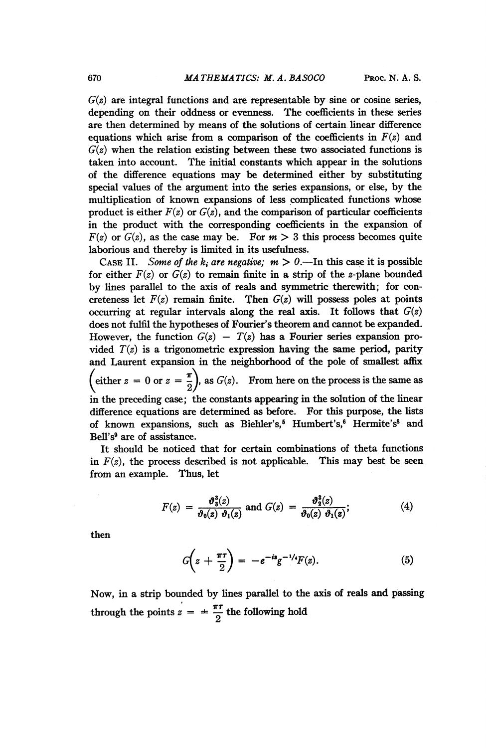$G(z)$ are integral functions and are representable by sine or cosine series, depending on their oddness or evenness. The coefficients in these series are then determined by means of the solutions of certain linear difference equations which arise from a comparison of the coefficients in $F(z)$ and $G(z)$ when the relation existing between these two associated functions is taken into account. The initial constants which appear in the solutions of the difference equations may be determined either by substituting special values of the argument into the series expansions, or else, by the multiplication of known expansions of less complicated functions whose product is either $F(z)$ or $G(z)$, and the comparison of particular coefficients in the product with the corresponding coefficients in the expansion of $F(z)$ or $G(z)$, as the case may be. For $m > 3$ this process becomes quite laborious and thereby is limited in its usefulness.

CASE II. *Some of the $k_i$ are negative; $m > 0$.*—In this case it is possible for either $F(z)$ or $G(z)$ to remain finite in a strip of the $z$-plane bounded by lines parallel to the axis of reals and symmetric therewith; for concreteness let $F(z)$ remain finite. Then $G(z)$ will possess poles at points occurring at regular intervals along the real axis. It follows that $G(z)$ does not fulfil the hypotheses of Fourier's theorem and cannot be expanded. However, the function $G(z) - T(z)$ has a Fourier series expansion provided $T(z)$ is a trigonometric expression having the same period, parity and Laurent expansion in the neighborhood of the pole of smallest affix $\left(\text{either } z = 0 \text{ or } z = \frac{\pi}{2}\right)$, as $G(z)$. From here on the process is the same as in the preceding case; the constants appearing in the solution of the linear difference equations are determined as before. For this purpose, the lists of known expansions, such as Biehler's,[5] Humbert's,[6] Hermite's[8] and Bell's[9] are of assistance.

It should be noticed that for certain combinations of theta functions in $F(z)$, the process described is not applicable. This may best be seen from an example. Thus, let

$$F(z) = \frac{\vartheta_3^3(z)}{\vartheta_0(z)\,\vartheta_1(z)} \text{ and } G(z) = \frac{\vartheta_2^3(z)}{\vartheta_0(z)\,\vartheta_1(z)}; \tag{4}$$

then

$$G\left(z + \frac{\pi\tau}{2}\right) = -e^{-iz}q^{-1/4}F(z). \tag{5}$$

Now, in a strip bounded by lines parallel to the axis of reals and passing through the points $z = \pm \frac{\pi\tau}{2}$ the following hold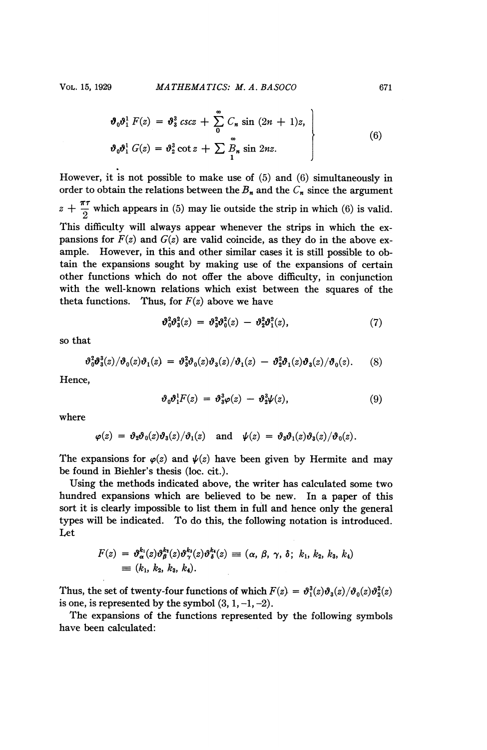$$
\left.\begin{aligned}
\vartheta_0\vartheta_1^1\, F(z) &= \vartheta_3^3 \csc z + \sum_0^\infty C_n \sin (2n+1)z, \\
\vartheta_0\vartheta_1^1\, G(z) &= \vartheta_2^3 \cot z + \sum_1^\infty B_n \sin 2nz.
\end{aligned}\right\} \tag{6}
$$

However, it is not possible to make use of (5) and (6) simultaneously in order to obtain the relations between the $B_n$ and the $C_n$ since the argument $z + \frac{\pi\tau}{2}$ which appears in (5) may lie outside the strip in which (6) is valid. This difficulty will always appear whenever the strips in which the expansions for $F(z)$ and $G(z)$ are valid coincide, as they do in the above example. However, in this and other similar cases it is still possible to obtain the expansions sought by making use of the expansions of certain other functions which do not offer the above difficulty, in conjunction with the well-known relations which exist between the squares of the theta functions. Thus, for $F(z)$ above we have

$$
\vartheta_0^2\vartheta_3^2(z) = \vartheta_3^2\vartheta_0^2(z) - \vartheta_2^2\vartheta_1^2(z), \tag{7}
$$

so that

$$
\vartheta_0^2\vartheta_3^3(z)/\vartheta_0(z)\vartheta_1(z) = \vartheta_3^2\vartheta_0(z)\vartheta_3(z)/\vartheta_1(z) - \vartheta_2^2\vartheta_1(z)\vartheta_3(z)/\vartheta_0(z). \tag{8}
$$

Hence,

$$
\vartheta_0\vartheta_1^1 F(z) = \vartheta_3^3\varphi(z) - \vartheta_2^3\psi(z), \tag{9}
$$

where

$$
\varphi(z) = \vartheta_2\vartheta_0(z)\vartheta_3(z)/\vartheta_1(z) \quad \text{and} \quad \psi(z) = \vartheta_3\vartheta_1(z)\vartheta_3(z)/\vartheta_0(z).
$$

The expansions for $\varphi(z)$ and $\psi(z)$ have been given by Hermite and may be found in Biehler's thesis (loc. cit.).

Using the methods indicated above, the writer has calculated some two hundred expansions which are believed to be new. In a paper of this sort it is clearly impossible to list them in full and hence only the general types will be indicated. To do this, the following notation is introduced. Let

$$
\begin{aligned}
F(z) = \vartheta_\alpha^{k_1}(z)\vartheta_\beta^{k_2}(z)\vartheta_\gamma^{k_3}(z)\vartheta_\delta^{k_4}(z) &\equiv (\alpha, \beta, \gamma, \delta;\ k_1, k_2, k_3, k_4) \\
&\equiv (k_1, k_2, k_3, k_4).
\end{aligned}
$$

Thus, the set of twenty-four functions of which $F(z) = \vartheta_1^3(z)\vartheta_3(z)/\vartheta_0(z)\vartheta_2^2(z)$ is one, is represented by the symbol $(3, 1, -1, -2)$.

The expansions of the functions represented by the following symbols have been calculated: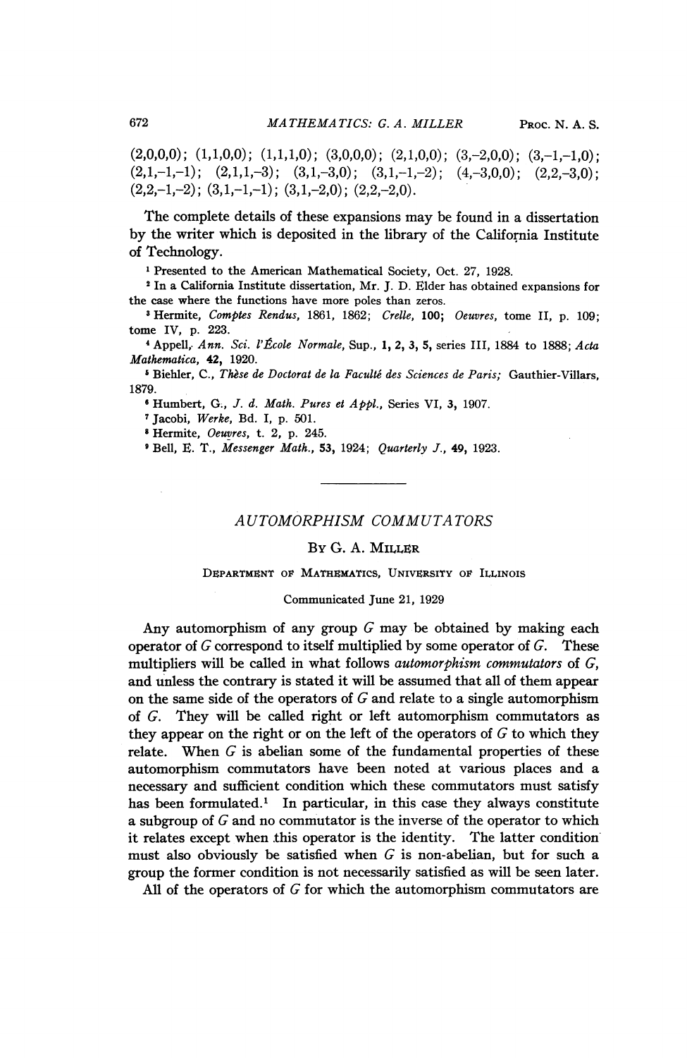(2,0,0,0); (1,1,0,0); (1,1,1,0); (3,0,0,0); (2,1,0,0); (3,–2,0,0); (3,–1,–1,0); (2,1,–1,–1); (2,1,1,–3); (3,1,–3,0); (3,1,–1,–2); (4,–3,0,0); (2,2,–3,0); (2,2,–1,–2); (3,1,–1,–1); (3,1,–2,0); (2,2,–2,0).

The complete details of these expansions may be found in a dissertation by the writer which is deposited in the library of the California Institute of Technology.

[1] Presented to the American Mathematical Society, Oct. 27, 1928.

[2] In a California Institute dissertation, Mr. J. D. Elder has obtained expansions for the case where the functions have more poles than zeros.

[3] Hermite, *Comptes Rendus*, 1861, 1862; *Crelle*, **100**; *Oeuvres*, tome II, p. 109; tome IV, p. 223.

[4] Appell, *Ann. Sci. l'École Normale*, Sup., **1**, **2**, **3**, **5**, series III, 1884 to 1888; *Acta Mathematica*, **42**, 1920.

[5] Biehler, C., *Thèse de Doctorat de la Faculté des Sciences de Paris;* Gauthier-Villars, 1879.

[6] Humbert, G., *J. d. Math. Pures et Appl.*, Series VI, **3**, 1907.

[7] Jacobi, *Werke*, Bd. I, p. 501.

[8] Hermite, *Oeuvres*, t. 2, p. 245.

[9] Bell, E. T., *Messenger Math.*, **53**, 1924; *Quarterly J.*, **49**, 1923.

---

# *AUTOMORPHISM COMMUTATORS*

By G. A. Miller

Department of Mathematics, University of Illinois

Communicated June 21, 1929

Any automorphism of any group $G$ may be obtained by making each operator of $G$ correspond to itself multiplied by some operator of $G$. These multipliers will be called in what follows *automorphism commutators* of $G$, and unless the contrary is stated it will be assumed that all of them appear on the same side of the operators of $G$ and relate to a single automorphism of $G$. They will be called right or left automorphism commutators as they appear on the right or on the left of the operators of $G$ to which they relate. When $G$ is abelian some of the fundamental properties of these automorphism commutators have been noted at various places and a necessary and sufficient condition which these commutators must satisfy has been formulated.[1] In particular, in this case they always constitute a subgroup of $G$ and no commutator is the inverse of the operator to which it relates except when this operator is the identity. The latter condition must also obviously be satisfied when $G$ is non-abelian, but for such a group the former condition is not necessarily satisfied as will be seen later.

All of the operators of $G$ for which the automorphism commutators are